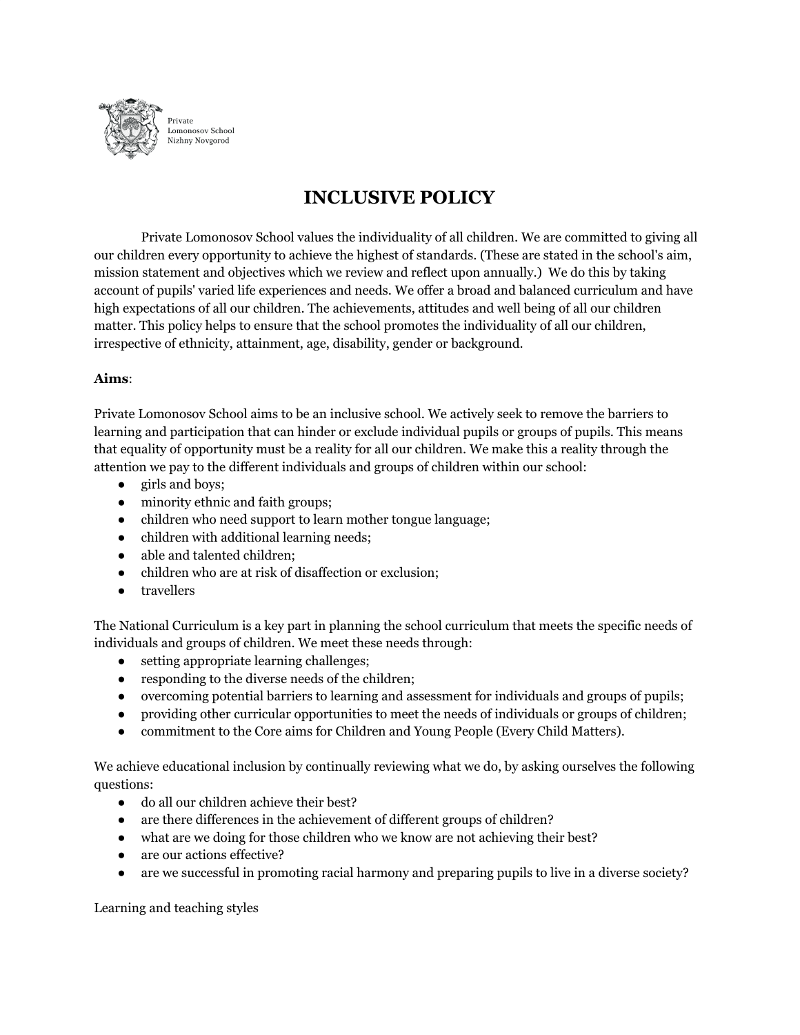Private
Lomonosov School
Nizhny Novgorod

# INCLUSIVE POLICY

Private Lomonosov School values the individuality of all children. We are committed to giving all our children every opportunity to achieve the highest of standards. (These are stated in the school's aim, mission statement and objectives which we review and reflect upon annually.) We do this by taking account of pupils' varied life experiences and needs. We offer a broad and balanced curriculum and have high expectations of all our children. The achievements, attitudes and well being of all our children matter. This policy helps to ensure that the school promotes the individuality of all our children, irrespective of ethnicity, attainment, age, disability, gender or background.

**Aims**:

Private Lomonosov School aims to be an inclusive school. We actively seek to remove the barriers to learning and participation that can hinder or exclude individual pupils or groups of pupils. This means that equality of opportunity must be a reality for all our children. We make this a reality through the attention we pay to the different individuals and groups of children within our school:

- girls and boys;
- minority ethnic and faith groups;
- children who need support to learn mother tongue language;
- children with additional learning needs;
- able and talented children;
- children who are at risk of disaffection or exclusion;
- travellers

The National Curriculum is a key part in planning the school curriculum that meets the specific needs of individuals and groups of children. We meet these needs through:

- setting appropriate learning challenges;
- responding to the diverse needs of the children;
- overcoming potential barriers to learning and assessment for individuals and groups of pupils;
- providing other curricular opportunities to meet the needs of individuals or groups of children;
- commitment to the Core aims for Children and Young People (Every Child Matters).

We achieve educational inclusion by continually reviewing what we do, by asking ourselves the following questions:

- do all our children achieve their best?
- are there differences in the achievement of different groups of children?
- what are we doing for those children who we know are not achieving their best?
- are our actions effective?
- are we successful in promoting racial harmony and preparing pupils to live in a diverse society?

Learning and teaching styles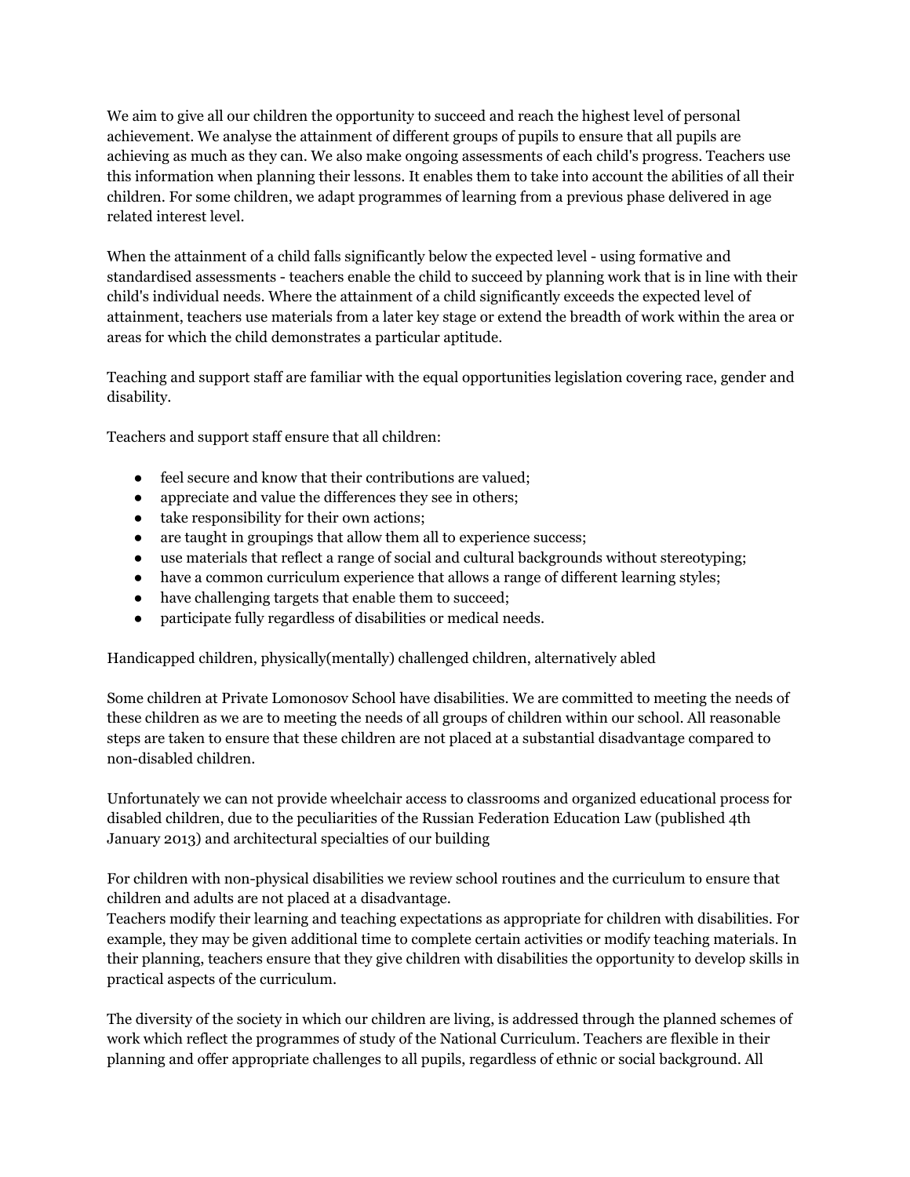We aim to give all our children the opportunity to succeed and reach the highest level of personal achievement. We analyse the attainment of different groups of pupils to ensure that all pupils are achieving as much as they can. We also make ongoing assessments of each child's progress. Teachers use this information when planning their lessons. It enables them to take into account the abilities of all their children. For some children, we adapt programmes of learning from a previous phase delivered in age related interest level.

When the attainment of a child falls significantly below the expected level - using formative and standardised assessments - teachers enable the child to succeed by planning work that is in line with their child's individual needs. Where the attainment of a child significantly exceeds the expected level of attainment, teachers use materials from a later key stage or extend the breadth of work within the area or areas for which the child demonstrates a particular aptitude.

Teaching and support staff are familiar with the equal opportunities legislation covering race, gender and disability.

Teachers and support staff ensure that all children:

- feel secure and know that their contributions are valued;
- appreciate and value the differences they see in others;
- take responsibility for their own actions;
- are taught in groupings that allow them all to experience success;
- use materials that reflect a range of social and cultural backgrounds without stereotyping;
- have a common curriculum experience that allows a range of different learning styles;
- have challenging targets that enable them to succeed;
- participate fully regardless of disabilities or medical needs.

Handicapped children, physically(mentally) challenged children, alternatively abled

Some children at Private Lomonosov School have disabilities. We are committed to meeting the needs of these children as we are to meeting the needs of all groups of children within our school. All reasonable steps are taken to ensure that these children are not placed at a substantial disadvantage compared to non-disabled children.

Unfortunately we can not provide wheelchair access to classrooms and organized educational process for disabled children, due to the peculiarities of the Russian Federation Education Law (published 4th January 2013) and architectural specialties of our building

For children with non-physical disabilities we review school routines and the curriculum to ensure that children and adults are not placed at a disadvantage.
Teachers modify their learning and teaching expectations as appropriate for children with disabilities. For example, they may be given additional time to complete certain activities or modify teaching materials. In their planning, teachers ensure that they give children with disabilities the opportunity to develop skills in practical aspects of the curriculum.

The diversity of the society in which our children are living, is addressed through the planned schemes of work which reflect the programmes of study of the National Curriculum. Teachers are flexible in their planning and offer appropriate challenges to all pupils, regardless of ethnic or social background. All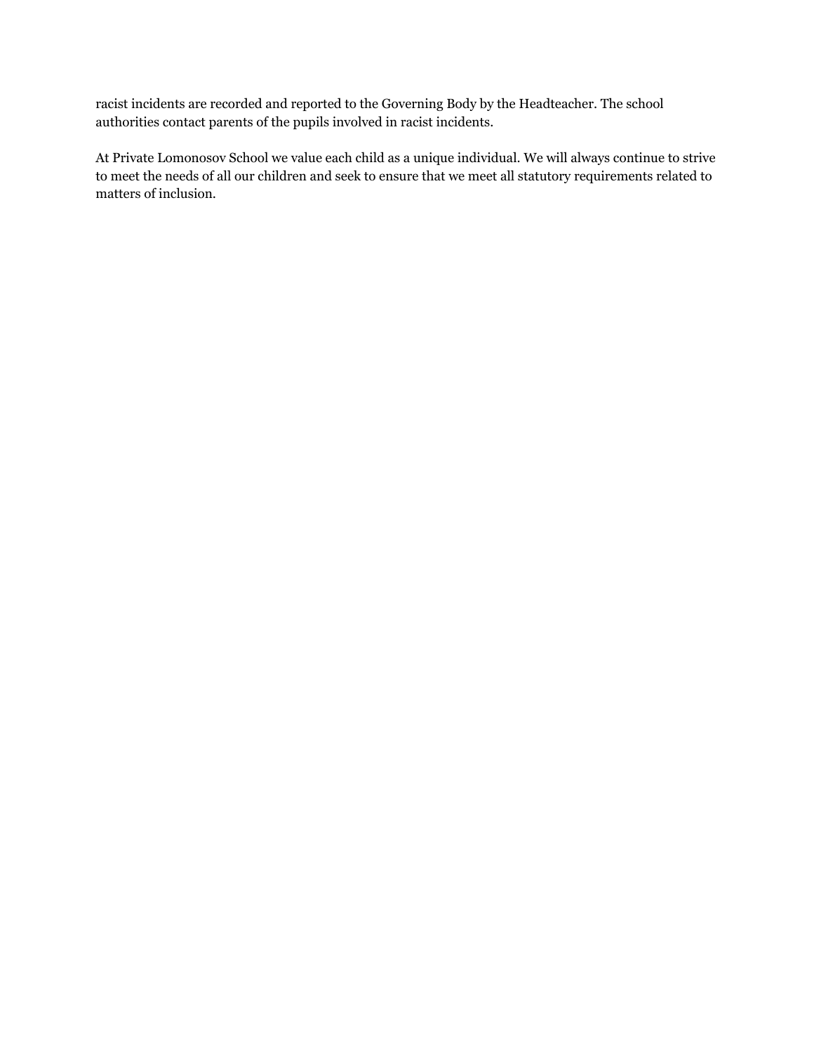racist incidents are recorded and reported to the Governing Body by the Headteacher. The school authorities contact parents of the pupils involved in racist incidents.

At Private Lomonosov School we value each child as a unique individual. We will always continue to strive to meet the needs of all our children and seek to ensure that we meet all statutory requirements related to matters of inclusion.